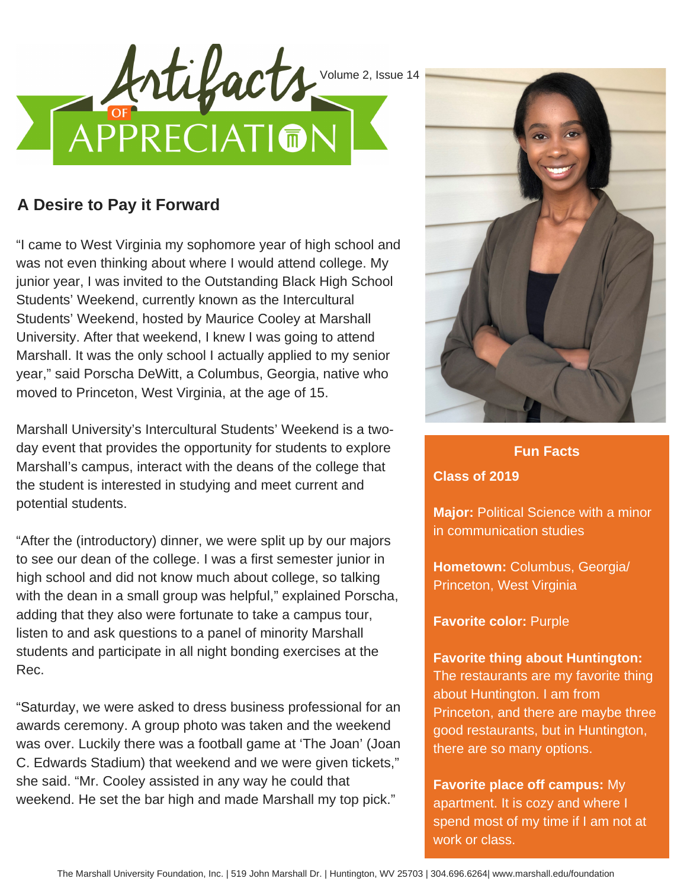# Artifacts of Appreciation

## A Desire to Pay it Forward

"I came to West Virginia my sophomore year of high school and was not even thinking about where I would attend college. My junior year, I was invited to the Outstanding Black High School Students' Weekend, currently known as the Intercultural Students' Weekend, hosted by Maurice Cooley at Marshall University. After that weekend, I knew I was going to attend Marshall. It was the only school I actually applied to my senior year," said Porscha DeWitt, a Columbus, Georgia, native who moved to Princeton, West Virginia, at the age of 15.

Marshall University's Intercultural Students' Weekend is a two-day event that provides the opportunity for students to explore Marshall's campus, interact with the deans of the college that the student is interested in studying and meet current and potential students.

"After the (introductory) dinner, we were split up by our majors to see our dean of the college. I was a first semester junior in high school and did not know much about college, so talking with the dean in a small group was helpful," explained Porscha, adding that they also were fortunate to take a campus tour, listen to and ask questions to a panel of minority Marshall students and participate in all night bonding exercises at the Rec.

"Saturday, we were asked to dress business professional for an awards ceremony. A group photo was taken and the weekend was over. Luckily there was a football game at 'The Joan' (Joan C. Edwards Stadium) that weekend and we were given tickets," she said. "Mr. Cooley assisted in any way he could that weekend. He set the bar high and made Marshall my top pick."

### Fun Facts

**Class of 2019**

**Major:** Political Science with a minor in communication studies

**Hometown:** Columbus, Georgia/ Princeton, West Virginia

**Favorite color:** Purple

**Favorite thing about Huntington:** The restaurants are my favorite thing about Huntington. I am from Princeton, and there are maybe three good restaurants, but in Huntington, there are so many options.

**Favorite place off campus:** My apartment. It is cozy and where I spend most of my time if I am not at work or class.

The Marshall University Foundation, Inc. | 519 John Marshall Dr. | Huntington, WV 25703 | 304.696.6264| www.marshall.edu/foundation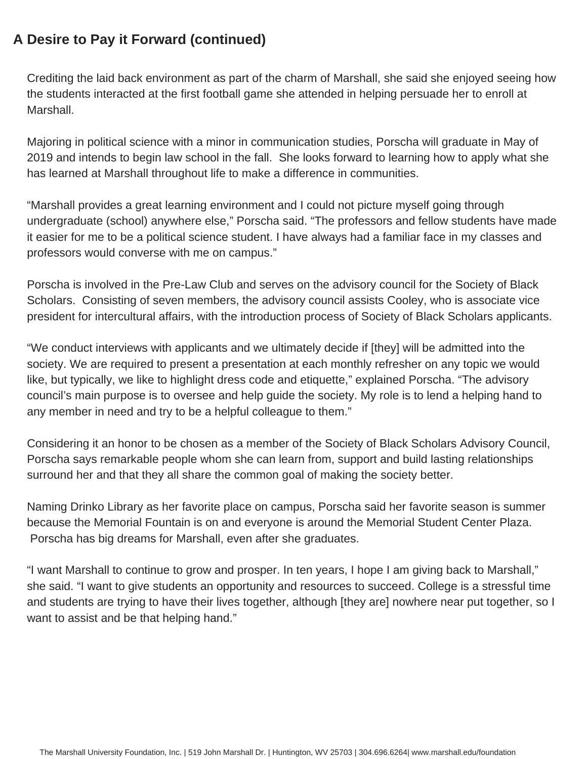## A Desire to Pay it Forward (continued)

Crediting the laid back environment as part of the charm of Marshall, she said she enjoyed seeing how the students interacted at the first football game she attended in helping persuade her to enroll at Marshall.

Majoring in political science with a minor in communication studies, Porscha will graduate in May of 2019 and intends to begin law school in the fall. She looks forward to learning how to apply what she has learned at Marshall throughout life to make a difference in communities.

“Marshall provides a great learning environment and I could not picture myself going through undergraduate (school) anywhere else,” Porscha said. “The professors and fellow students have made it easier for me to be a political science student. I have always had a familiar face in my classes and professors would converse with me on campus.”

Porscha is involved in the Pre-Law Club and serves on the advisory council for the Society of Black Scholars. Consisting of seven members, the advisory council assists Cooley, who is associate vice president for intercultural affairs, with the introduction process of Society of Black Scholars applicants.

“We conduct interviews with applicants and we ultimately decide if [they] will be admitted into the society. We are required to present a presentation at each monthly refresher on any topic we would like, but typically, we like to highlight dress code and etiquette,” explained Porscha. “The advisory council’s main purpose is to oversee and help guide the society. My role is to lend a helping hand to any member in need and try to be a helpful colleague to them.”

Considering it an honor to be chosen as a member of the Society of Black Scholars Advisory Council, Porscha says remarkable people whom she can learn from, support and build lasting relationships surround her and that they all share the common goal of making the society better.

Naming Drinko Library as her favorite place on campus, Porscha said her favorite season is summer because the Memorial Fountain is on and everyone is around the Memorial Student Center Plaza. Porscha has big dreams for Marshall, even after she graduates.

“I want Marshall to continue to grow and prosper. In ten years, I hope I am giving back to Marshall,” she said. “I want to give students an opportunity and resources to succeed. College is a stressful time and students are trying to have their lives together, although [they are] nowhere near put together, so I want to assist and be that helping hand.”